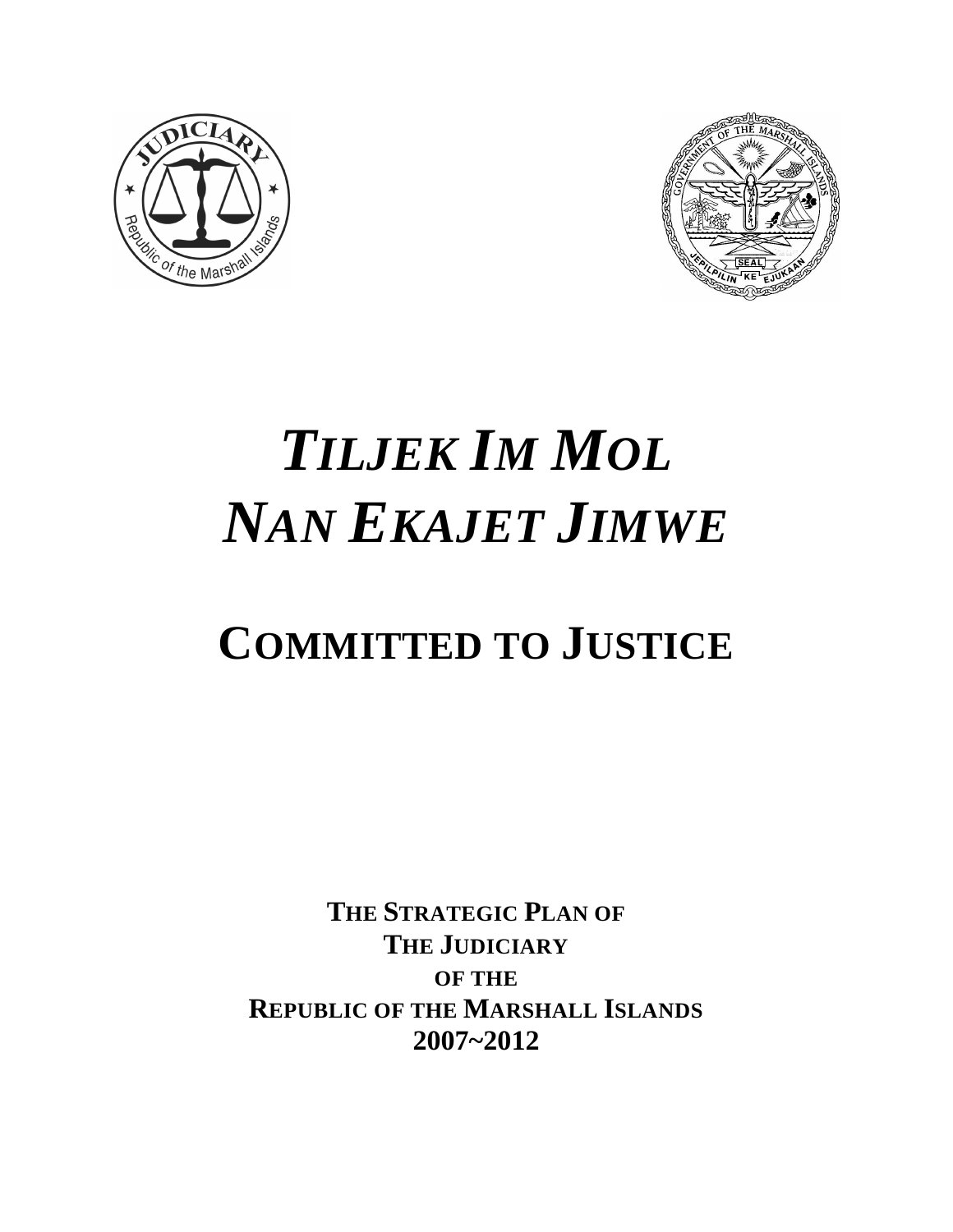# *TILJEK IM MOL NAN EKAJET JIMWE*

# COMMITTED TO JUSTICE

**THE STRATEGIC PLAN OF**
**THE JUDICIARY**
**OF THE**
**REPUBLIC OF THE MARSHALL ISLANDS**
**2007~2012**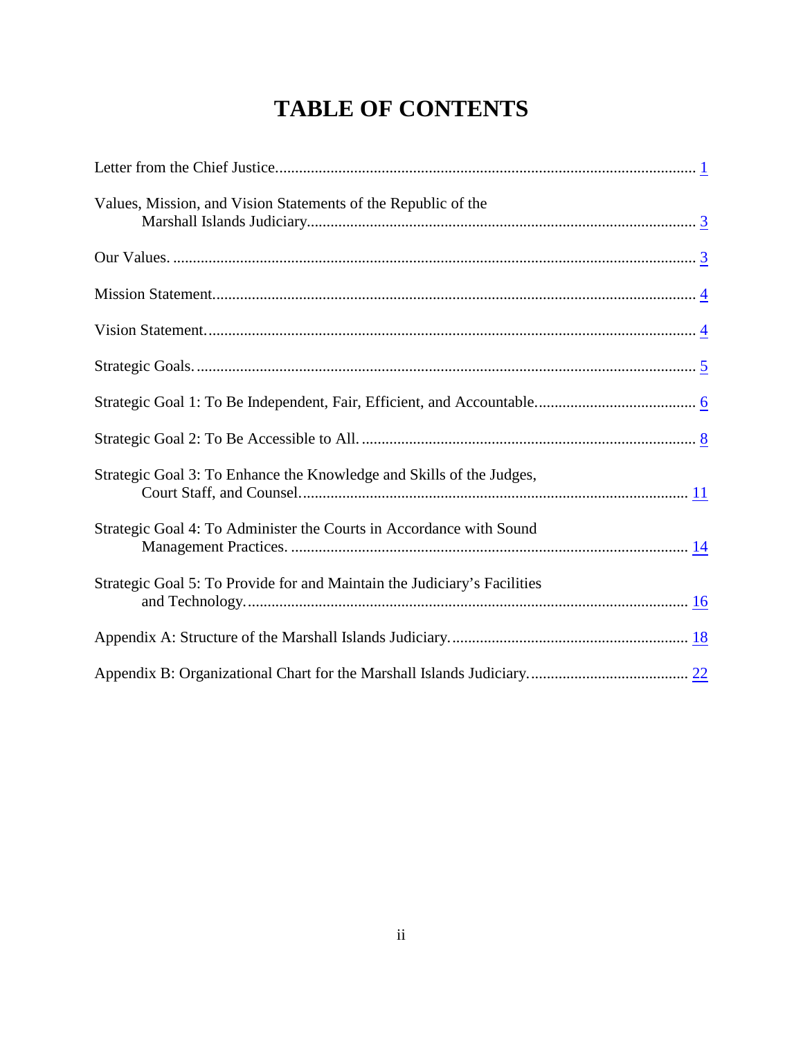# TABLE OF CONTENTS

| | |
|---|---|
| Letter from the Chief Justice | 1 |
| Values, Mission, and Vision Statements of the Republic of the Marshall Islands Judiciary | 3 |
| Our Values. | 3 |
| Mission Statement | 4 |
| Vision Statement. | 4 |
| Strategic Goals. | 5 |
| Strategic Goal 1: To Be Independent, Fair, Efficient, and Accountable. | 6 |
| Strategic Goal 2: To Be Accessible to All. | 8 |
| Strategic Goal 3: To Enhance the Knowledge and Skills of the Judges, Court Staff, and Counsel. | 11 |
| Strategic Goal 4: To Administer the Courts in Accordance with Sound Management Practices. | 14 |
| Strategic Goal 5: To Provide for and Maintain the Judiciary's Facilities and Technology. | 16 |
| Appendix A: Structure of the Marshall Islands Judiciary. | 18 |
| Appendix B: Organizational Chart for the Marshall Islands Judiciary. | 22 |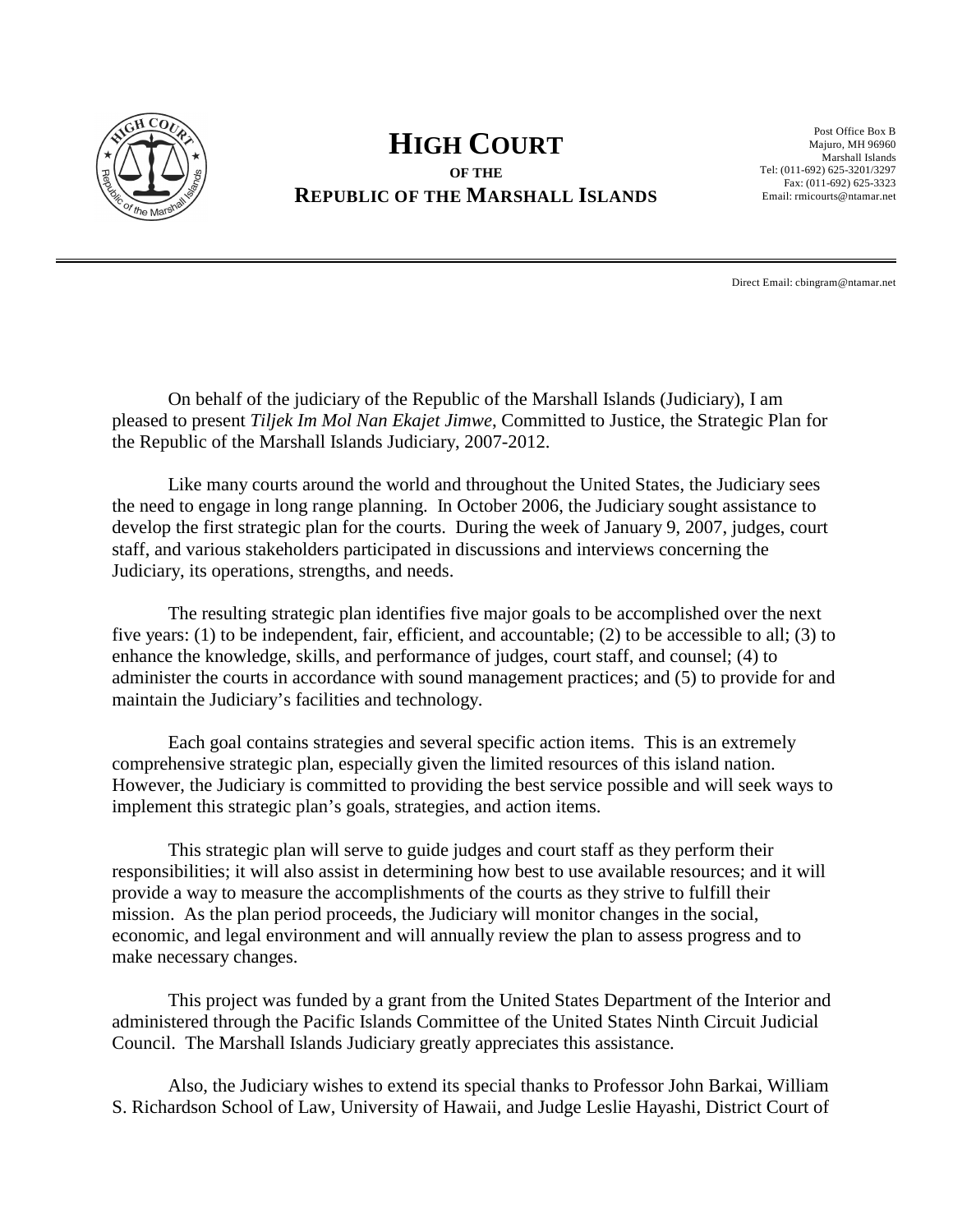# HIGH COURT

**OF THE**

**REPUBLIC OF THE MARSHALL ISLANDS**

Post Office Box B
Majuro, MH 96960
Marshall Islands
Tel: (011-692) 625-3201/3297
Fax: (011-692) 625-3323
Email: rmicourts@ntamar.net

Direct Email: cbingram@ntamar.net

On behalf of the judiciary of the Republic of the Marshall Islands (Judiciary), I am pleased to present *Tiljek Im Mol Nan Ekajet Jimwe*, Committed to Justice, the Strategic Plan for the Republic of the Marshall Islands Judiciary, 2007-2012.

Like many courts around the world and throughout the United States, the Judiciary sees the need to engage in long range planning. In October 2006, the Judiciary sought assistance to develop the first strategic plan for the courts. During the week of January 9, 2007, judges, court staff, and various stakeholders participated in discussions and interviews concerning the Judiciary, its operations, strengths, and needs.

The resulting strategic plan identifies five major goals to be accomplished over the next five years: (1) to be independent, fair, efficient, and accountable; (2) to be accessible to all; (3) to enhance the knowledge, skills, and performance of judges, court staff, and counsel; (4) to administer the courts in accordance with sound management practices; and (5) to provide for and maintain the Judiciary's facilities and technology.

Each goal contains strategies and several specific action items. This is an extremely comprehensive strategic plan, especially given the limited resources of this island nation. However, the Judiciary is committed to providing the best service possible and will seek ways to implement this strategic plan's goals, strategies, and action items.

This strategic plan will serve to guide judges and court staff as they perform their responsibilities; it will also assist in determining how best to use available resources; and it will provide a way to measure the accomplishments of the courts as they strive to fulfill their mission. As the plan period proceeds, the Judiciary will monitor changes in the social, economic, and legal environment and will annually review the plan to assess progress and to make necessary changes.

This project was funded by a grant from the United States Department of the Interior and administered through the Pacific Islands Committee of the United States Ninth Circuit Judicial Council. The Marshall Islands Judiciary greatly appreciates this assistance.

Also, the Judiciary wishes to extend its special thanks to Professor John Barkai, William S. Richardson School of Law, University of Hawaii, and Judge Leslie Hayashi, District Court of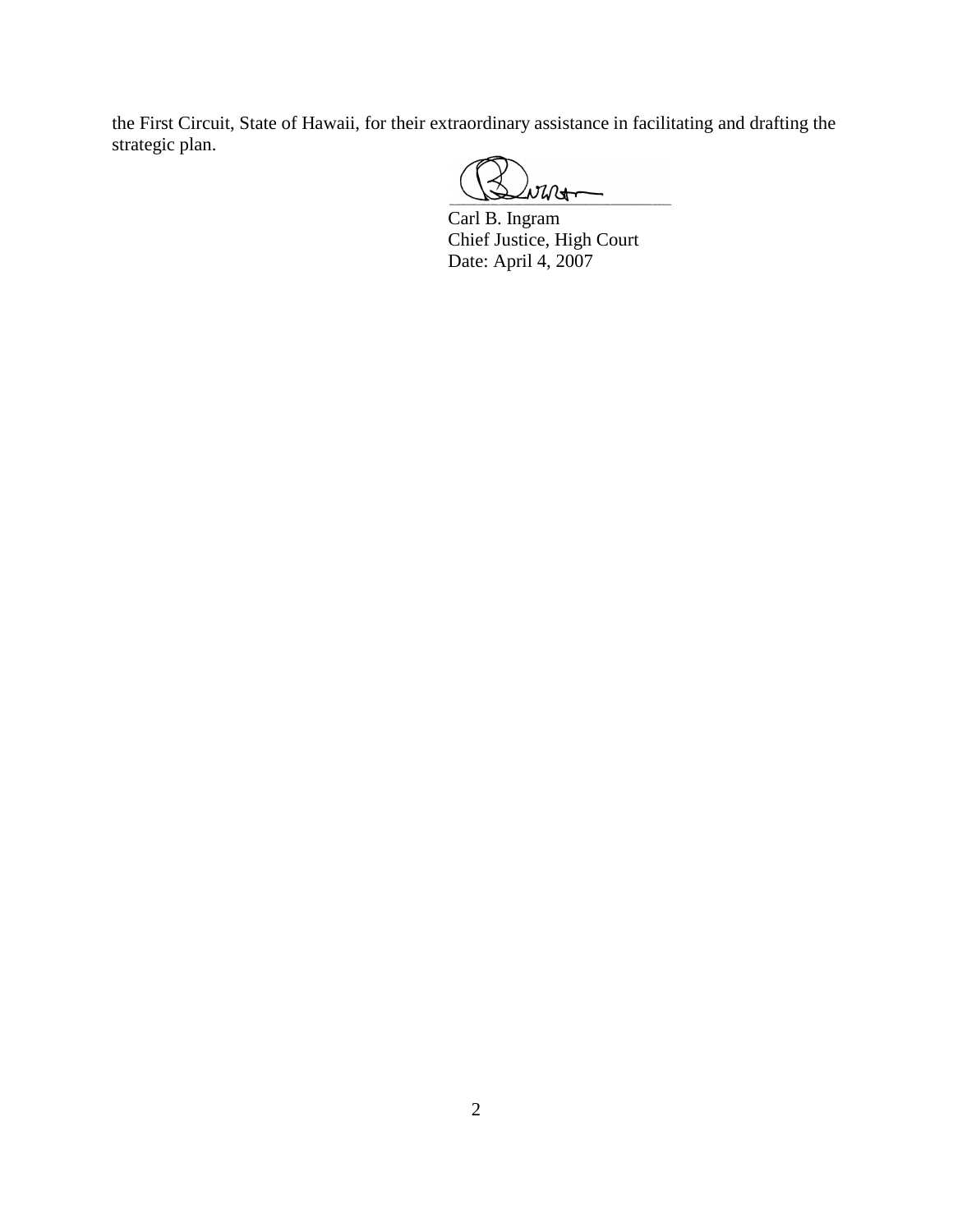the First Circuit, State of Hawaii, for their extraordinary assistance in facilitating and drafting the strategic plan.

Carl B. Ingram
Chief Justice, High Court
Date: April 4, 2007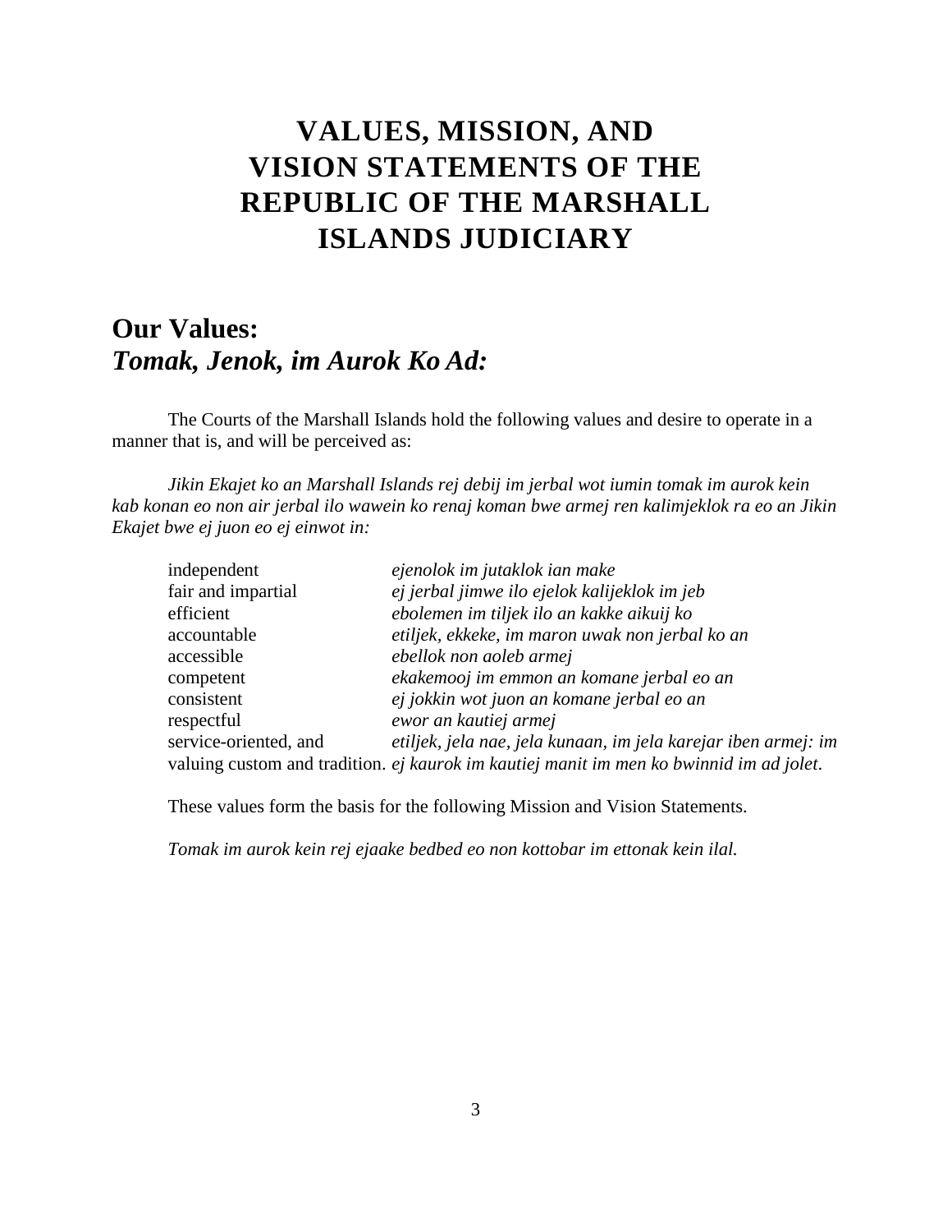# VALUES, MISSION, AND VISION STATEMENTS OF THE REPUBLIC OF THE MARSHALL ISLANDS JUDICIARY

## Our Values:
## *Tomak, Jenok, im Aurok Ko Ad:*

The Courts of the Marshall Islands hold the following values and desire to operate in a manner that is, and will be perceived as:

*Jikin Ekajet ko an Marshall Islands rej debij im jerbal wot iumin tomak im aurok kein kab konan eo non air jerbal ilo wawein ko renaj koman bwe armej ren kalimjeklok ra eo an Jikin Ekajet bwe ej juon eo ej einwot in:*

| | |
|---|---|
| independent | *ejenolok im jutaklok ian make* |
| fair and impartial | *ej jerbal jimwe ilo ejelok kalijeklok im jeb* |
| efficient | *ebolemen im tiljek ilo an kakke aikuij ko* |
| accountable | *etiljek, ekkeke, im maron uwak non jerbal ko an* |
| accessible | *ebellok non aoleb armej* |
| competent | *ekakemooj im emmon an komane jerbal eo an* |
| consistent | *ej jokkin wot juon an komane jerbal eo an* |
| respectful | *ewor an kautiej armej* |
| service-oriented, and | *etiljek, jela nae, jela kunaan, im jela karejar iben armej: im* |
| valuing custom and tradition. | *ej kaurok im kautiej manit im men ko bwinnid im ad jolet.* |

These values form the basis for the following Mission and Vision Statements.

*Tomak im aurok kein rej ejaake bedbed eo non kottobar im ettonak kein ilal.*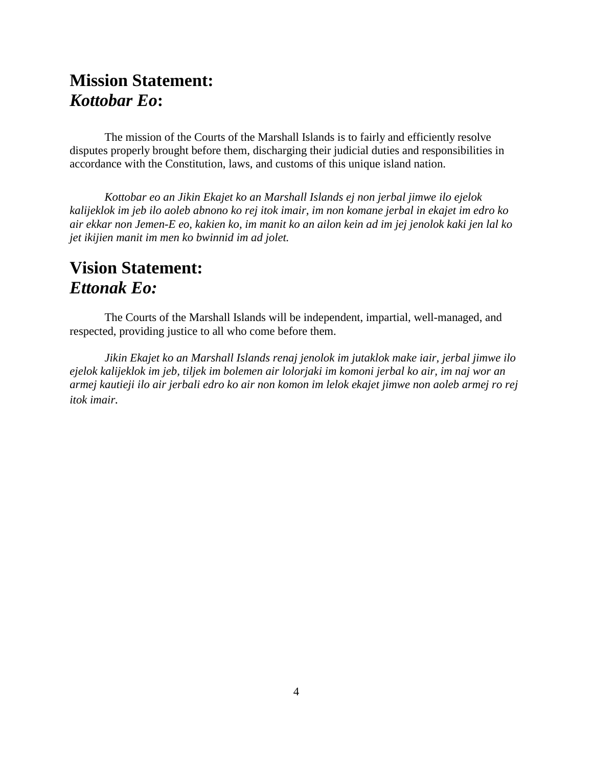## Mission Statement:
## *Kottobar Eo*:

The mission of the Courts of the Marshall Islands is to fairly and efficiently resolve disputes properly brought before them, discharging their judicial duties and responsibilities in accordance with the Constitution, laws, and customs of this unique island nation.

*Kottobar eo an Jikin Ekajet ko an Marshall Islands ej non jerbal jimwe ilo ejelok kalijeklok im jeb ilo aoleb abnono ko rej itok imair, im non komane jerbal in ekajet im edro ko air ekkar non Jemen-E eo, kakien ko, im manit ko an ailon kein ad im jej jenolok kaki jen lal ko jet ikijien manit im men ko bwinnid im ad jolet.*

## Vision Statement:
## *Ettonak Eo:*

The Courts of the Marshall Islands will be independent, impartial, well-managed, and respected, providing justice to all who come before them.

*Jikin Ekajet ko an Marshall Islands renaj jenolok im jutaklok make iair, jerbal jimwe ilo ejelok kalijeklok im jeb, tiljek im bolemen air lolorjaki im komoni jerbal ko air, im naj wor an armej kautieji ilo air jerbali edro ko air non komon im lelok ekajet jimwe non aoleb armej ro rej itok imair.*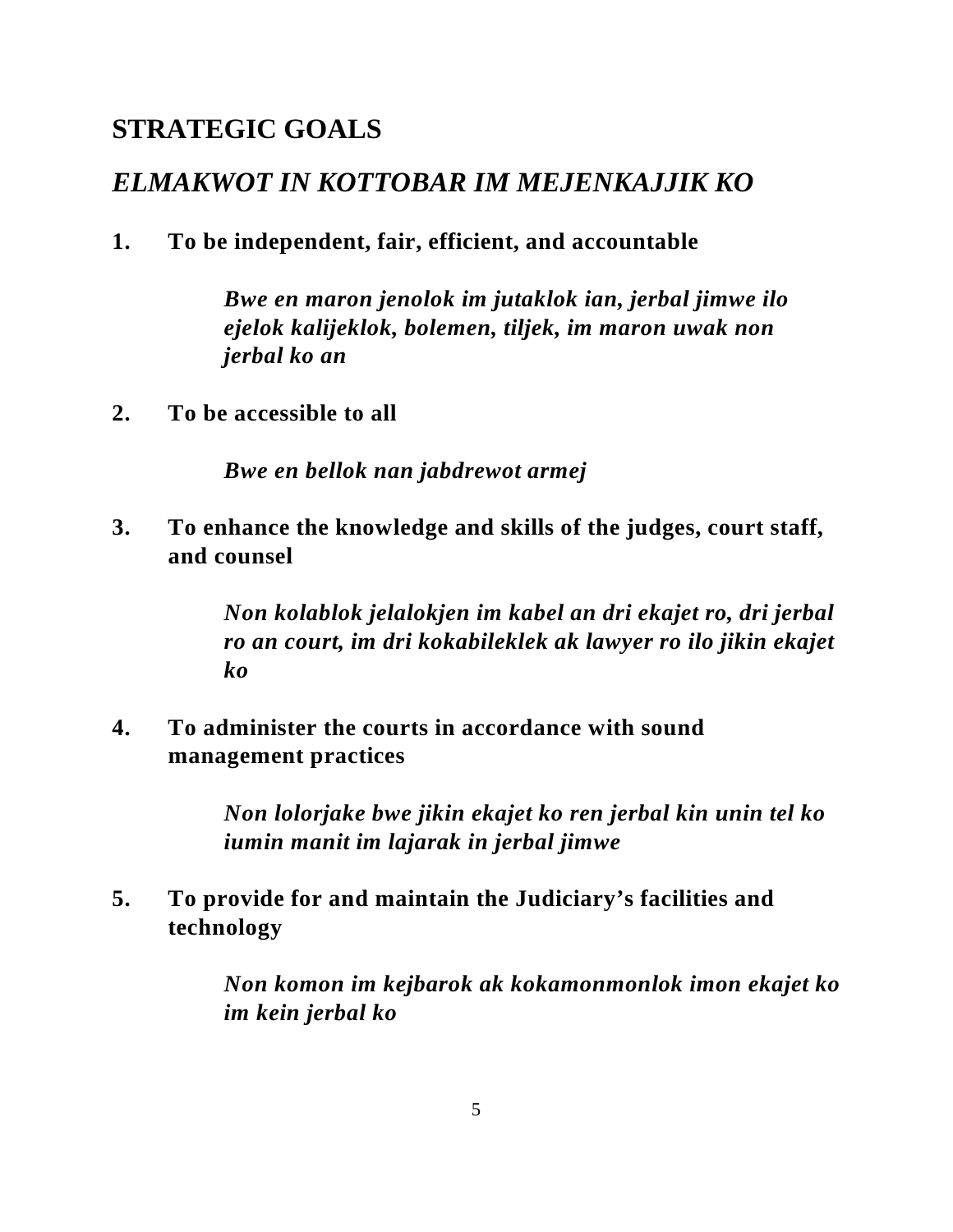## STRATEGIC GOALS

## *ELMAKWOT IN KOTTOBAR IM MEJENKAJJIK KO*

1. **To be independent, fair, efficient, and accountable**

   ***Bwe en maron jenolok im jutaklok ian, jerbal jimwe ilo ejelok kalijeklok, bolemen, tiljek, im maron uwak non jerbal ko an***

2. **To be accessible to all**

   ***Bwe en bellok nan jabdrewot armej***

3. **To enhance the knowledge and skills of the judges, court staff, and counsel**

   ***Non kolablok jelalokjen im kabel an dri ekajet ro, dri jerbal ro an court, im dri kokabileklek ak lawyer ro ilo jikin ekajet ko***

4. **To administer the courts in accordance with sound management practices**

   ***Non lolorjake bwe jikin ekajet ko ren jerbal kin unin tel ko iumin manit im lajarak in jerbal jimwe***

5. **To provide for and maintain the Judiciary's facilities and technology**

   ***Non komon im kejbarok ak kokamonmonlok imon ekajet ko im kein jerbal ko***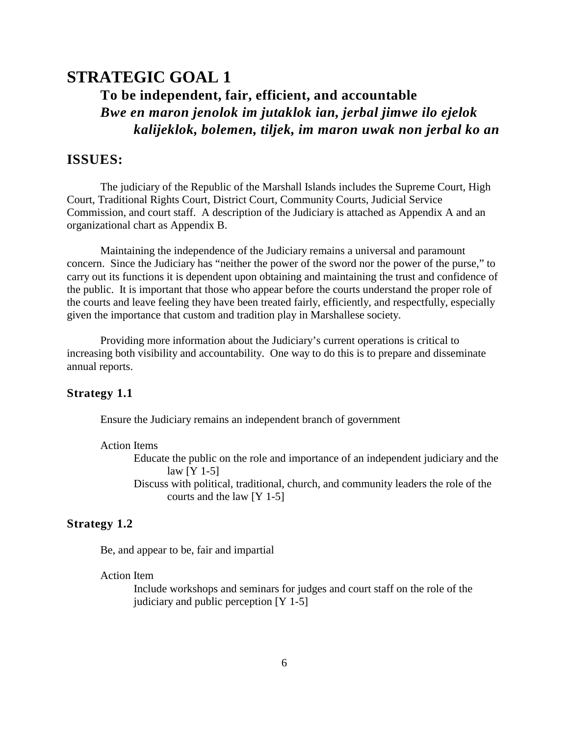# STRATEGIC GOAL 1

### To be independent, fair, efficient, and accountable

### *Bwe en maron jenolok im jutaklok ian, jerbal jimwe ilo ejelok kalijeklok, bolemen, tiljek, im maron uwak non jerbal ko an*

## ISSUES:

The judiciary of the Republic of the Marshall Islands includes the Supreme Court, High Court, Traditional Rights Court, District Court, Community Courts, Judicial Service Commission, and court staff. A description of the Judiciary is attached as Appendix A and an organizational chart as Appendix B.

Maintaining the independence of the Judiciary remains a universal and paramount concern. Since the Judiciary has "neither the power of the sword nor the power of the purse," to carry out its functions it is dependent upon obtaining and maintaining the trust and confidence of the public. It is important that those who appear before the courts understand the proper role of the courts and leave feeling they have been treated fairly, efficiently, and respectfully, especially given the importance that custom and tradition play in Marshallese society.

Providing more information about the Judiciary's current operations is critical to increasing both visibility and accountability. One way to do this is to prepare and disseminate annual reports.

### Strategy 1.1

Ensure the Judiciary remains an independent branch of government

Action Items

- Educate the public on the role and importance of an independent judiciary and the law [Y 1-5]
- Discuss with political, traditional, church, and community leaders the role of the courts and the law [Y 1-5]

### Strategy 1.2

Be, and appear to be, fair and impartial

Action Item

- Include workshops and seminars for judges and court staff on the role of the judiciary and public perception [Y 1-5]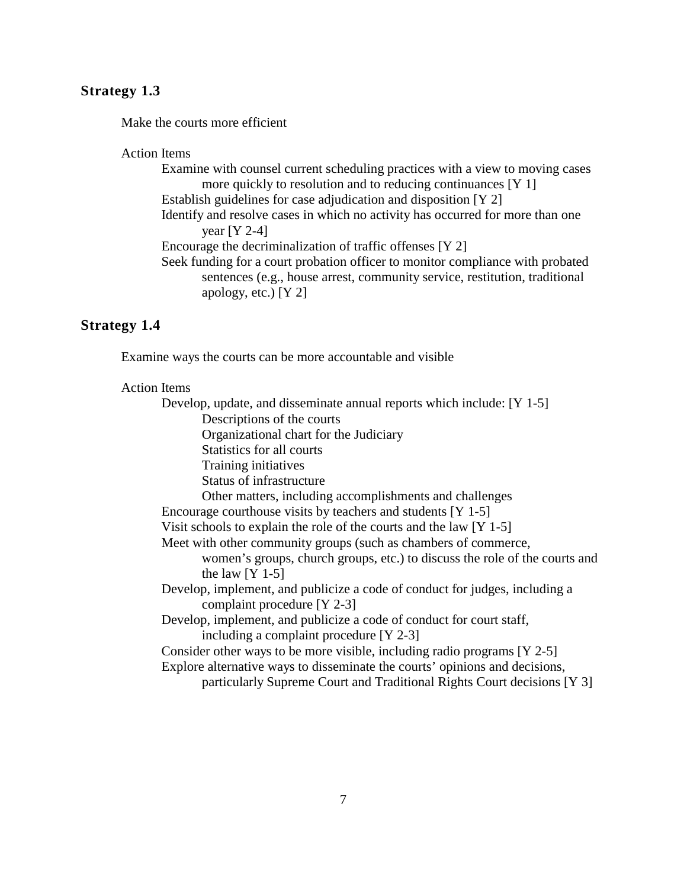### Strategy 1.3

Make the courts more efficient

Action Items

- Examine with counsel current scheduling practices with a view to moving cases more quickly to resolution and to reducing continuances [Y 1]
- Establish guidelines for case adjudication and disposition [Y 2]
- Identify and resolve cases in which no activity has occurred for more than one year [Y 2-4]
- Encourage the decriminalization of traffic offenses [Y 2]
- Seek funding for a court probation officer to monitor compliance with probated sentences (e.g., house arrest, community service, restitution, traditional apology, etc.) [Y 2]

### Strategy 1.4

Examine ways the courts can be more accountable and visible

Action Items

- Develop, update, and disseminate annual reports which include: [Y 1-5]
  - Descriptions of the courts
  - Organizational chart for the Judiciary
  - Statistics for all courts
  - Training initiatives
  - Status of infrastructure
  - Other matters, including accomplishments and challenges
- Encourage courthouse visits by teachers and students [Y 1-5]
- Visit schools to explain the role of the courts and the law [Y 1-5]
- Meet with other community groups (such as chambers of commerce, women's groups, church groups, etc.) to discuss the role of the courts and the law [Y 1-5]
- Develop, implement, and publicize a code of conduct for judges, including a complaint procedure [Y 2-3]
- Develop, implement, and publicize a code of conduct for court staff, including a complaint procedure [Y 2-3]
- Consider other ways to be more visible, including radio programs [Y 2-5]
- Explore alternative ways to disseminate the courts' opinions and decisions, particularly Supreme Court and Traditional Rights Court decisions [Y 3]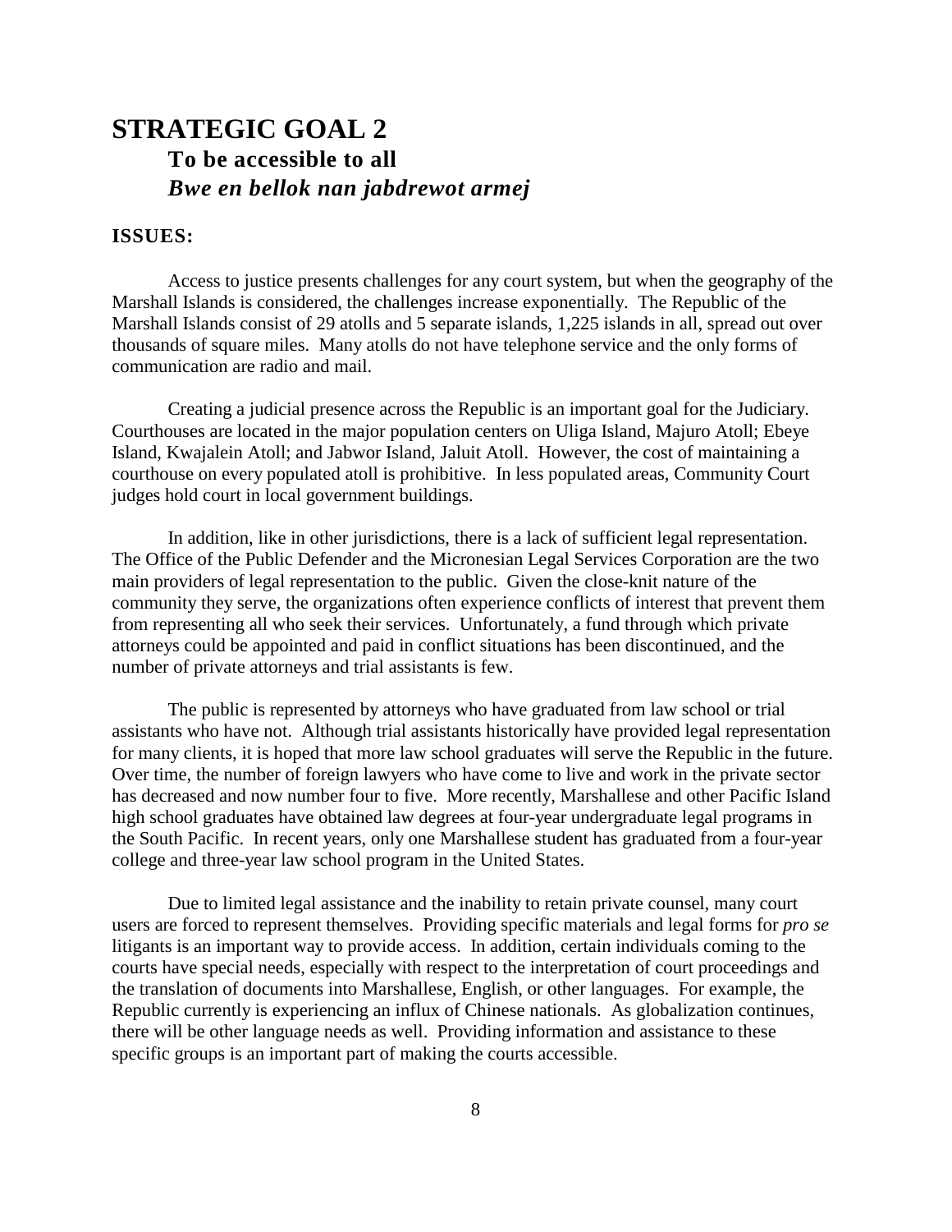# STRATEGIC GOAL 2

## To be accessible to all

## *Bwe en bellok nan jabdrewot armej*

### ISSUES:

Access to justice presents challenges for any court system, but when the geography of the Marshall Islands is considered, the challenges increase exponentially. The Republic of the Marshall Islands consist of 29 atolls and 5 separate islands, 1,225 islands in all, spread out over thousands of square miles. Many atolls do not have telephone service and the only forms of communication are radio and mail.

Creating a judicial presence across the Republic is an important goal for the Judiciary. Courthouses are located in the major population centers on Uliga Island, Majuro Atoll; Ebeye Island, Kwajalein Atoll; and Jabwor Island, Jaluit Atoll. However, the cost of maintaining a courthouse on every populated atoll is prohibitive. In less populated areas, Community Court judges hold court in local government buildings.

In addition, like in other jurisdictions, there is a lack of sufficient legal representation. The Office of the Public Defender and the Micronesian Legal Services Corporation are the two main providers of legal representation to the public. Given the close-knit nature of the community they serve, the organizations often experience conflicts of interest that prevent them from representing all who seek their services. Unfortunately, a fund through which private attorneys could be appointed and paid in conflict situations has been discontinued, and the number of private attorneys and trial assistants is few.

The public is represented by attorneys who have graduated from law school or trial assistants who have not. Although trial assistants historically have provided legal representation for many clients, it is hoped that more law school graduates will serve the Republic in the future. Over time, the number of foreign lawyers who have come to live and work in the private sector has decreased and now number four to five. More recently, Marshallese and other Pacific Island high school graduates have obtained law degrees at four-year undergraduate legal programs in the South Pacific. In recent years, only one Marshallese student has graduated from a four-year college and three-year law school program in the United States.

Due to limited legal assistance and the inability to retain private counsel, many court users are forced to represent themselves. Providing specific materials and legal forms for *pro se* litigants is an important way to provide access. In addition, certain individuals coming to the courts have special needs, especially with respect to the interpretation of court proceedings and the translation of documents into Marshallese, English, or other languages. For example, the Republic currently is experiencing an influx of Chinese nationals. As globalization continues, there will be other language needs as well. Providing information and assistance to these specific groups is an important part of making the courts accessible.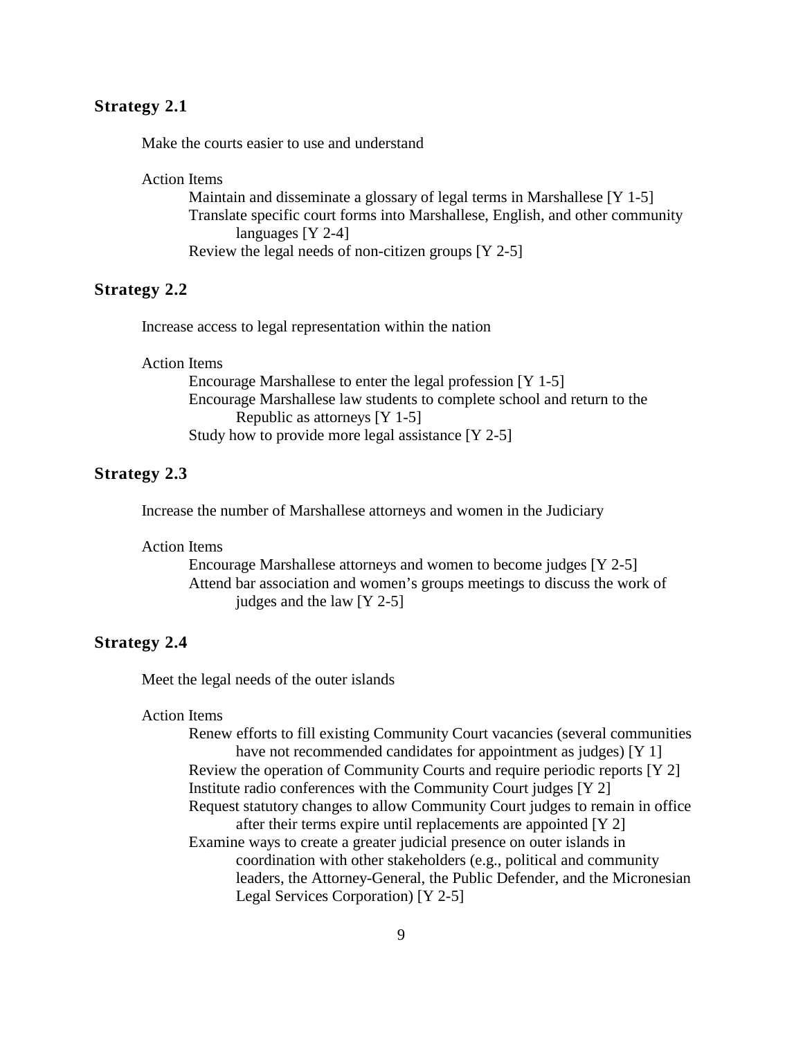## Strategy 2.1

Make the courts easier to use and understand

Action Items

- Maintain and disseminate a glossary of legal terms in Marshallese [Y 1-5]
- Translate specific court forms into Marshallese, English, and other community languages [Y 2-4]
- Review the legal needs of non-citizen groups [Y 2-5]

## Strategy 2.2

Increase access to legal representation within the nation

Action Items

- Encourage Marshallese to enter the legal profession [Y 1-5]
- Encourage Marshallese law students to complete school and return to the Republic as attorneys [Y 1-5]
- Study how to provide more legal assistance [Y 2-5]

## Strategy 2.3

Increase the number of Marshallese attorneys and women in the Judiciary

Action Items

- Encourage Marshallese attorneys and women to become judges [Y 2-5]
- Attend bar association and women's groups meetings to discuss the work of judges and the law [Y 2-5]

## Strategy 2.4

Meet the legal needs of the outer islands

Action Items

- Renew efforts to fill existing Community Court vacancies (several communities have not recommended candidates for appointment as judges) [Y 1]
- Review the operation of Community Courts and require periodic reports [Y 2]
- Institute radio conferences with the Community Court judges [Y 2]
- Request statutory changes to allow Community Court judges to remain in office after their terms expire until replacements are appointed [Y 2]
- Examine ways to create a greater judicial presence on outer islands in coordination with other stakeholders (e.g., political and community leaders, the Attorney-General, the Public Defender, and the Micronesian Legal Services Corporation) [Y 2-5]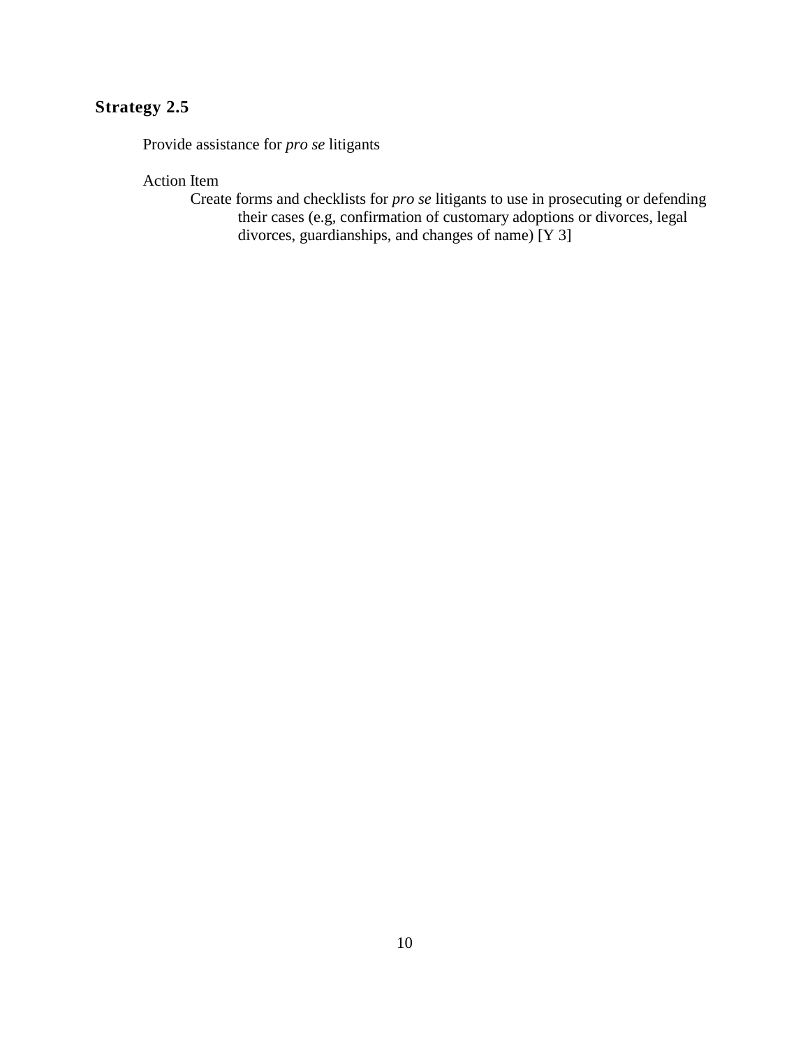### Strategy 2.5

Provide assistance for *pro se* litigants

Action Item

Create forms and checklists for *pro se* litigants to use in prosecuting or defending their cases (e.g, confirmation of customary adoptions or divorces, legal divorces, guardianships, and changes of name) [Y 3]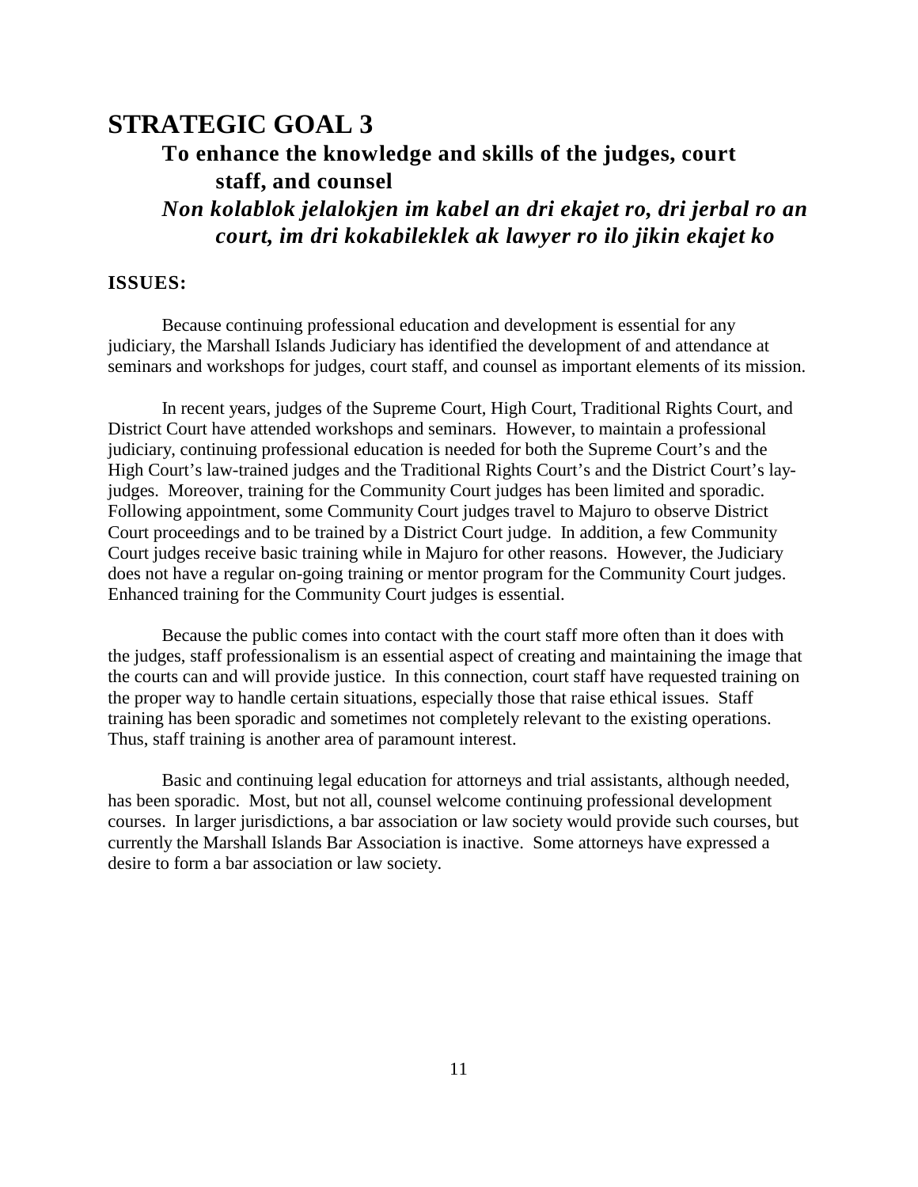# STRATEGIC GOAL 3

## To enhance the knowledge and skills of the judges, court staff, and counsel

## *Non kolablok jelalokjen im kabel an dri ekajet ro, dri jerbal ro an court, im dri kokabileklek ak lawyer ro ilo jikin ekajet ko*

### ISSUES:

Because continuing professional education and development is essential for any judiciary, the Marshall Islands Judiciary has identified the development of and attendance at seminars and workshops for judges, court staff, and counsel as important elements of its mission.

In recent years, judges of the Supreme Court, High Court, Traditional Rights Court, and District Court have attended workshops and seminars. However, to maintain a professional judiciary, continuing professional education is needed for both the Supreme Court's and the High Court's law-trained judges and the Traditional Rights Court's and the District Court's lay-judges. Moreover, training for the Community Court judges has been limited and sporadic. Following appointment, some Community Court judges travel to Majuro to observe District Court proceedings and to be trained by a District Court judge. In addition, a few Community Court judges receive basic training while in Majuro for other reasons. However, the Judiciary does not have a regular on-going training or mentor program for the Community Court judges. Enhanced training for the Community Court judges is essential.

Because the public comes into contact with the court staff more often than it does with the judges, staff professionalism is an essential aspect of creating and maintaining the image that the courts can and will provide justice. In this connection, court staff have requested training on the proper way to handle certain situations, especially those that raise ethical issues. Staff training has been sporadic and sometimes not completely relevant to the existing operations. Thus, staff training is another area of paramount interest.

Basic and continuing legal education for attorneys and trial assistants, although needed, has been sporadic. Most, but not all, counsel welcome continuing professional development courses. In larger jurisdictions, a bar association or law society would provide such courses, but currently the Marshall Islands Bar Association is inactive. Some attorneys have expressed a desire to form a bar association or law society.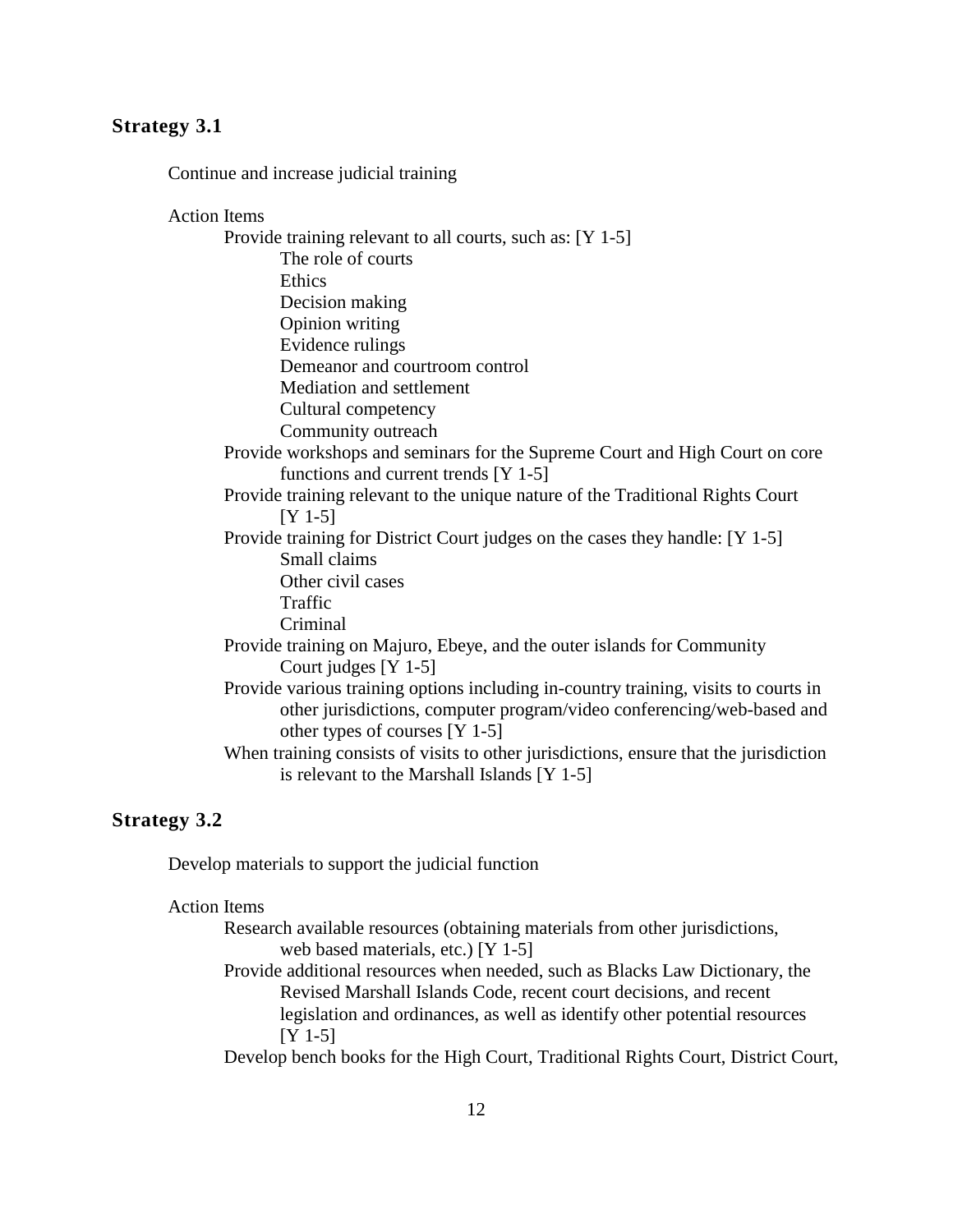## Strategy 3.1

Continue and increase judicial training

Action Items

- Provide training relevant to all courts, such as: [Y 1-5]
  - The role of courts
  - Ethics
  - Decision making
  - Opinion writing
  - Evidence rulings
  - Demeanor and courtroom control
  - Mediation and settlement
  - Cultural competency
  - Community outreach
- Provide workshops and seminars for the Supreme Court and High Court on core functions and current trends [Y 1-5]
- Provide training relevant to the unique nature of the Traditional Rights Court [Y 1-5]
- Provide training for District Court judges on the cases they handle: [Y 1-5]
  - Small claims
  - Other civil cases
  - Traffic
  - Criminal
- Provide training on Majuro, Ebeye, and the outer islands for Community Court judges [Y 1-5]
- Provide various training options including in-country training, visits to courts in other jurisdictions, computer program/video conferencing/web-based and other types of courses [Y 1-5]
- When training consists of visits to other jurisdictions, ensure that the jurisdiction is relevant to the Marshall Islands [Y 1-5]

## Strategy 3.2

Develop materials to support the judicial function

Action Items

- Research available resources (obtaining materials from other jurisdictions, web based materials, etc.) [Y 1-5]
- Provide additional resources when needed, such as Blacks Law Dictionary, the Revised Marshall Islands Code, recent court decisions, and recent legislation and ordinances, as well as identify other potential resources [Y 1-5]
- Develop bench books for the High Court, Traditional Rights Court, District Court,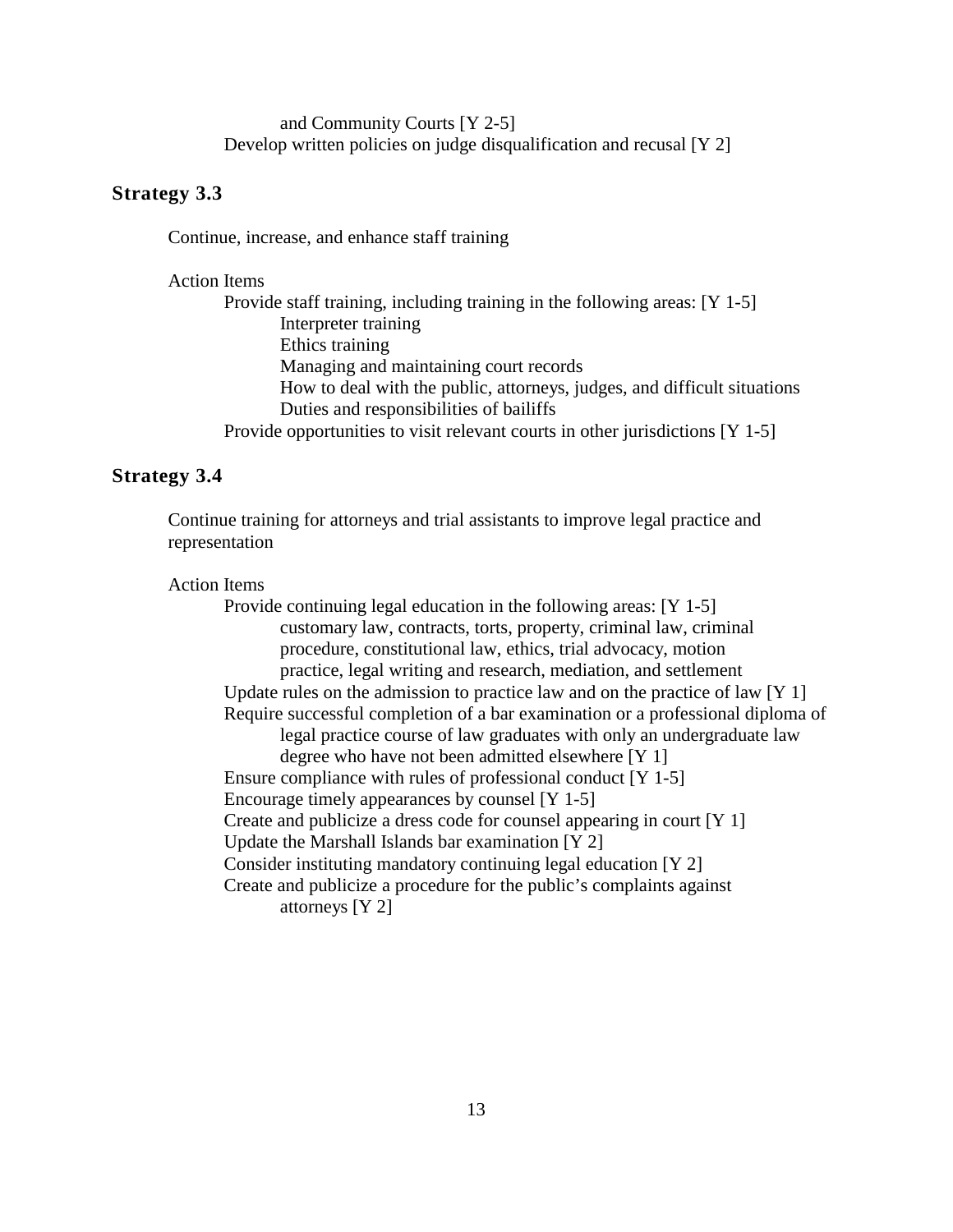and Community Courts [Y 2-5]

Develop written policies on judge disqualification and recusal [Y 2]

## Strategy 3.3

Continue, increase, and enhance staff training

Action Items

- Provide staff training, including training in the following areas: [Y 1-5]
  - Interpreter training
  - Ethics training
  - Managing and maintaining court records
  - How to deal with the public, attorneys, judges, and difficult situations
  - Duties and responsibilities of bailiffs
- Provide opportunities to visit relevant courts in other jurisdictions [Y 1-5]

## Strategy 3.4

Continue training for attorneys and trial assistants to improve legal practice and representation

Action Items

- Provide continuing legal education in the following areas: [Y 1-5]
  - customary law, contracts, torts, property, criminal law, criminal procedure, constitutional law, ethics, trial advocacy, motion practice, legal writing and research, mediation, and settlement
- Update rules on the admission to practice law and on the practice of law [Y 1]
- Require successful completion of a bar examination or a professional diploma of legal practice course of law graduates with only an undergraduate law degree who have not been admitted elsewhere [Y 1]
- Ensure compliance with rules of professional conduct [Y 1-5]
- Encourage timely appearances by counsel [Y 1-5]
- Create and publicize a dress code for counsel appearing in court [Y 1]
- Update the Marshall Islands bar examination [Y 2]
- Consider instituting mandatory continuing legal education [Y 2]
- Create and publicize a procedure for the public's complaints against attorneys [Y 2]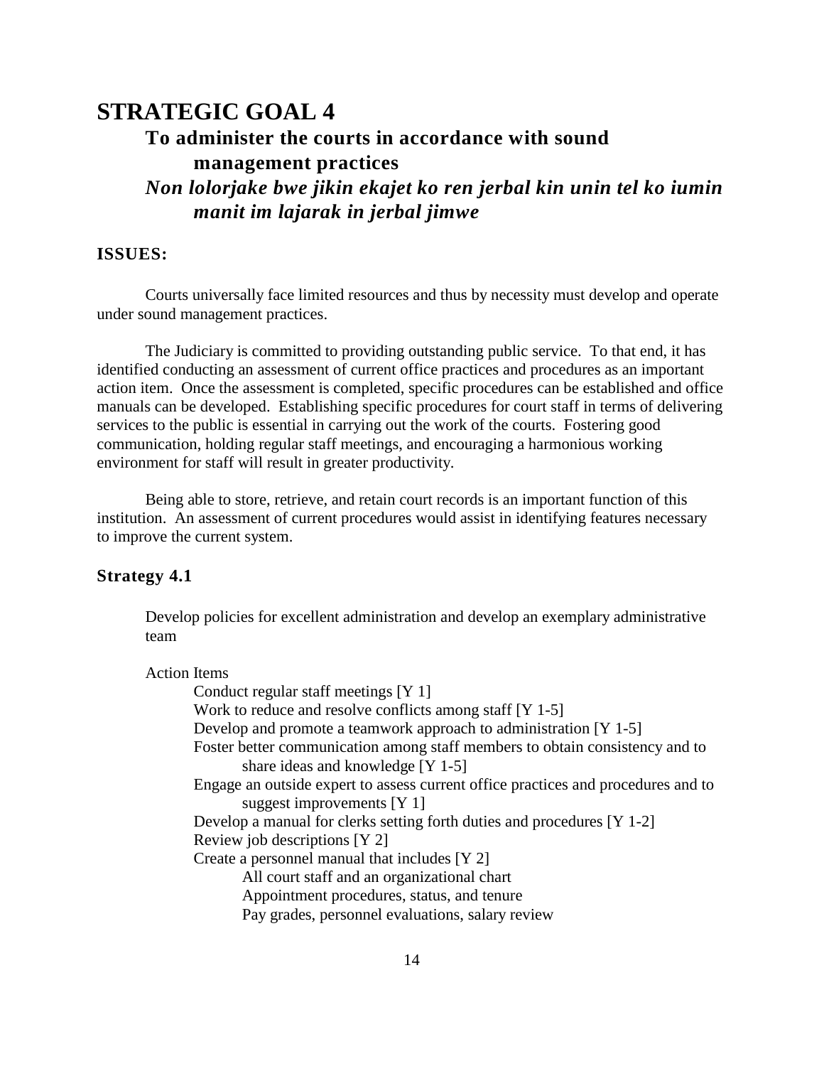# STRATEGIC GOAL 4

## To administer the courts in accordance with sound management practices

## *Non lolorjake bwe jikin ekajet ko ren jerbal kin unin tel ko iumin manit im lajarak in jerbal jimwe*

### ISSUES:

Courts universally face limited resources and thus by necessity must develop and operate under sound management practices.

The Judiciary is committed to providing outstanding public service. To that end, it has identified conducting an assessment of current office practices and procedures as an important action item. Once the assessment is completed, specific procedures can be established and office manuals can be developed. Establishing specific procedures for court staff in terms of delivering services to the public is essential in carrying out the work of the courts. Fostering good communication, holding regular staff meetings, and encouraging a harmonious working environment for staff will result in greater productivity.

Being able to store, retrieve, and retain court records is an important function of this institution. An assessment of current procedures would assist in identifying features necessary to improve the current system.

### Strategy 4.1

Develop policies for excellent administration and develop an exemplary administrative team

Action Items

- Conduct regular staff meetings [Y 1]
- Work to reduce and resolve conflicts among staff [Y 1-5]
- Develop and promote a teamwork approach to administration [Y 1-5]
- Foster better communication among staff members to obtain consistency and to share ideas and knowledge [Y 1-5]
- Engage an outside expert to assess current office practices and procedures and to suggest improvements [Y 1]
- Develop a manual for clerks setting forth duties and procedures [Y 1-2]
- Review job descriptions [Y 2]
- Create a personnel manual that includes [Y 2]
  - All court staff and an organizational chart
  - Appointment procedures, status, and tenure
  - Pay grades, personnel evaluations, salary review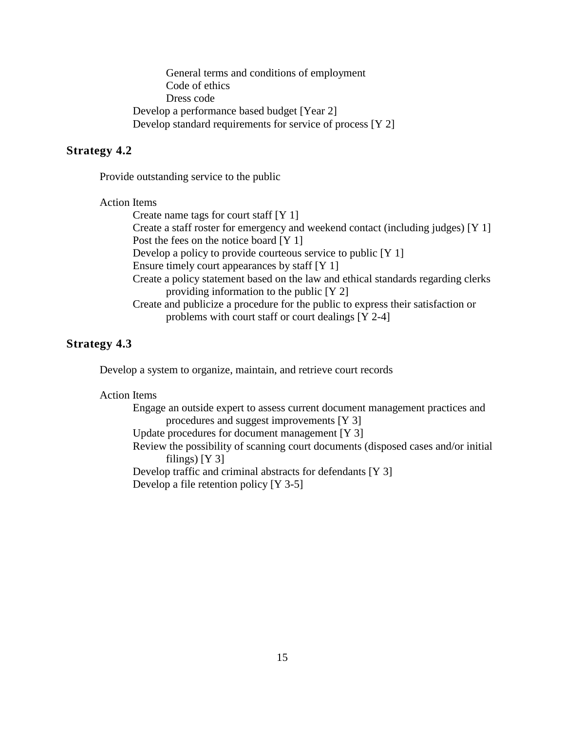- General terms and conditions of employment
- Code of ethics
- Dress code

Develop a performance based budget [Year 2]

Develop standard requirements for service of process [Y 2]

### Strategy 4.2

Provide outstanding service to the public

Action Items

- Create name tags for court staff [Y 1]
- Create a staff roster for emergency and weekend contact (including judges) [Y 1]
- Post the fees on the notice board [Y 1]
- Develop a policy to provide courteous service to public [Y 1]
- Ensure timely court appearances by staff [Y 1]
- Create a policy statement based on the law and ethical standards regarding clerks providing information to the public [Y 2]
- Create and publicize a procedure for the public to express their satisfaction or problems with court staff or court dealings [Y 2-4]

### Strategy 4.3

Develop a system to organize, maintain, and retrieve court records

Action Items

- Engage an outside expert to assess current document management practices and procedures and suggest improvements [Y 3]
- Update procedures for document management [Y 3]
- Review the possibility of scanning court documents (disposed cases and/or initial filings) [Y 3]
- Develop traffic and criminal abstracts for defendants [Y 3]
- Develop a file retention policy [Y 3-5]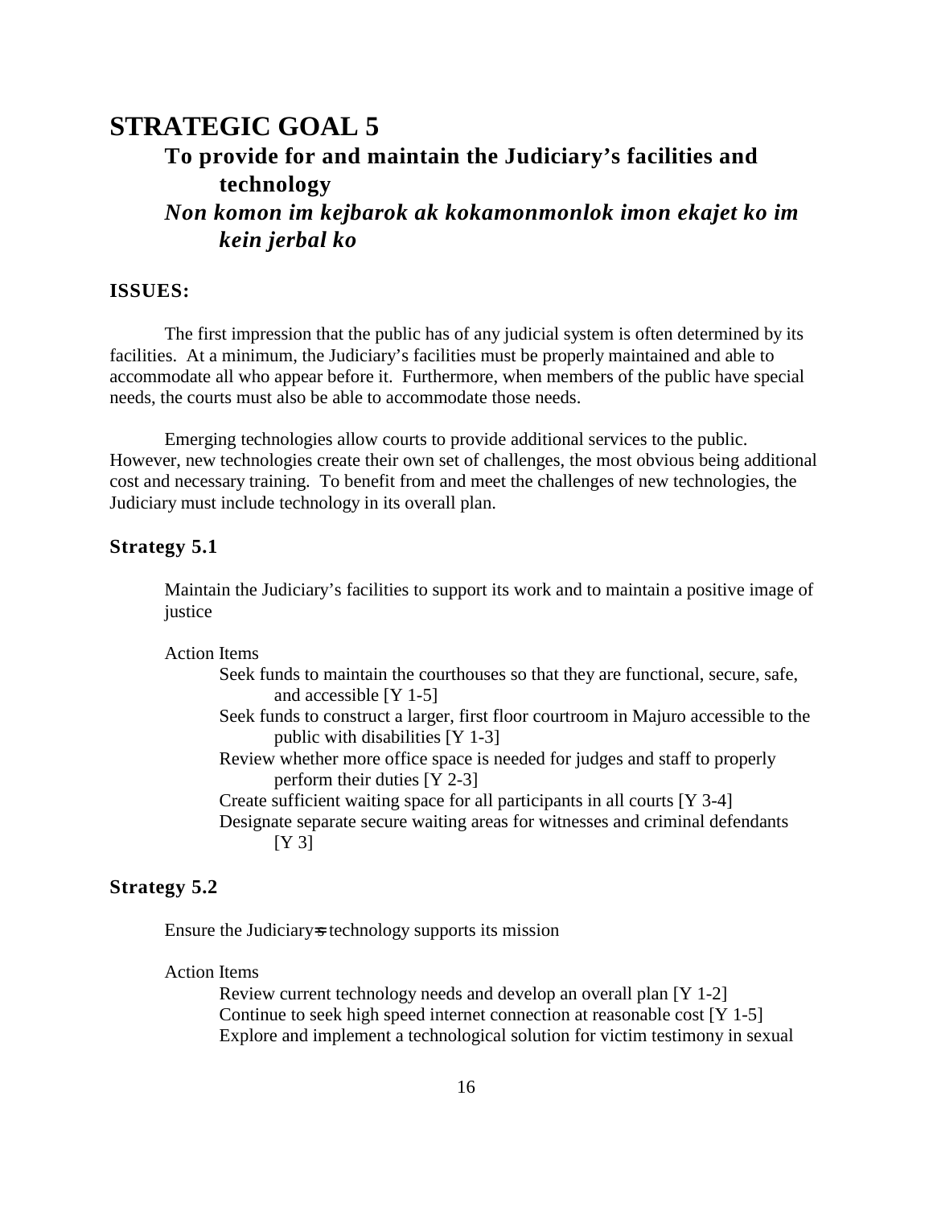# STRATEGIC GOAL 5

## To provide for and maintain the Judiciary's facilities and technology

## *Non komon im kejbarok ak kokamonmonlok imon ekajet ko im kein jerbal ko*

### ISSUES:

The first impression that the public has of any judicial system is often determined by its facilities. At a minimum, the Judiciary's facilities must be properly maintained and able to accommodate all who appear before it. Furthermore, when members of the public have special needs, the courts must also be able to accommodate those needs.

Emerging technologies allow courts to provide additional services to the public. However, new technologies create their own set of challenges, the most obvious being additional cost and necessary training. To benefit from and meet the challenges of new technologies, the Judiciary must include technology in its overall plan.

### Strategy 5.1

Maintain the Judiciary's facilities to support its work and to maintain a positive image of justice

Action Items

- Seek funds to maintain the courthouses so that they are functional, secure, safe, and accessible [Y 1-5]
- Seek funds to construct a larger, first floor courtroom in Majuro accessible to the public with disabilities [Y 1-3]
- Review whether more office space is needed for judges and staff to properly perform their duties [Y 2-3]
- Create sufficient waiting space for all participants in all courts [Y 3-4]
- Designate separate secure waiting areas for witnesses and criminal defendants [Y 3]

### Strategy 5.2

Ensure the Judiciary=s technology supports its mission

Action Items

- Review current technology needs and develop an overall plan [Y 1-2]
- Continue to seek high speed internet connection at reasonable cost [Y 1-5]
- Explore and implement a technological solution for victim testimony in sexual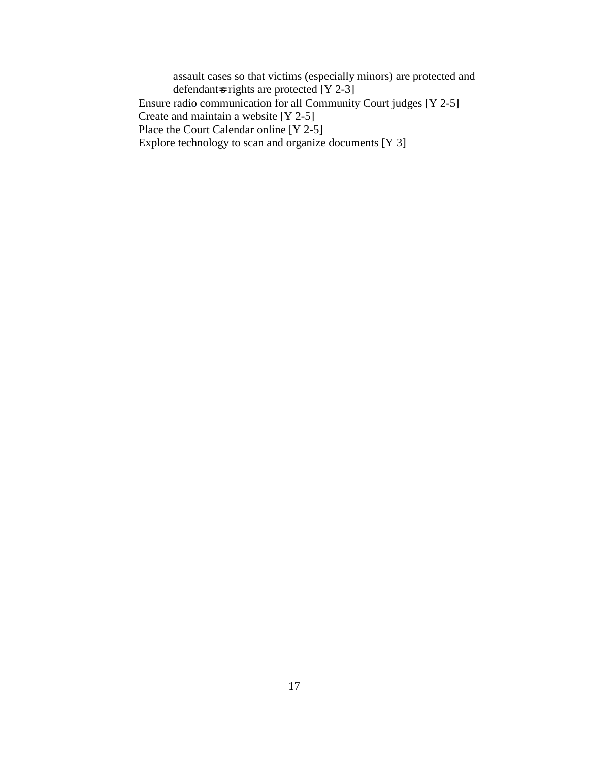assault cases so that victims (especially minors) are protected and defendant's rights are protected [Y 2-3]

Ensure radio communication for all Community Court judges [Y 2-5]

Create and maintain a website [Y 2-5]

Place the Court Calendar online [Y 2-5]

Explore technology to scan and organize documents [Y 3]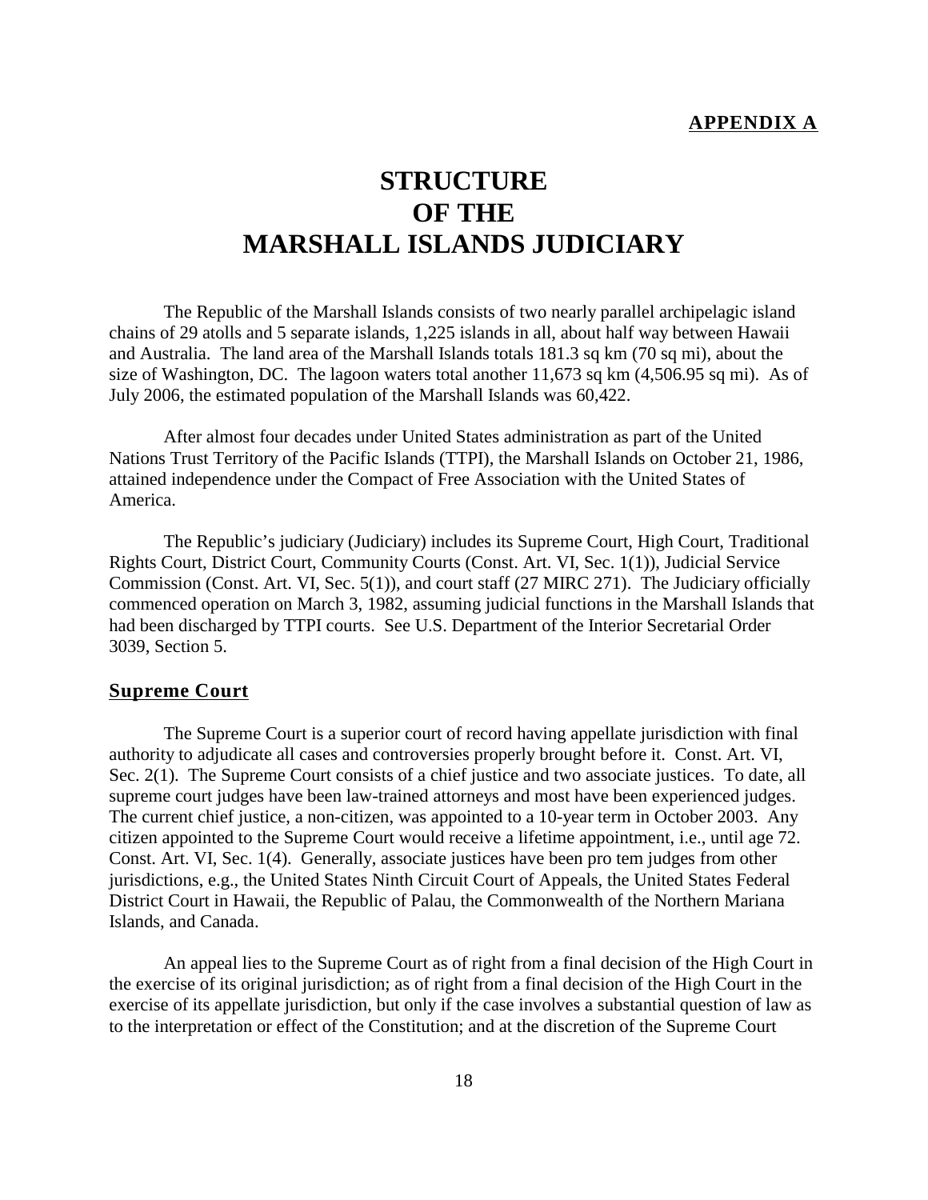**APPENDIX A**

# STRUCTURE OF THE MARSHALL ISLANDS JUDICIARY

The Republic of the Marshall Islands consists of two nearly parallel archipelagic island chains of 29 atolls and 5 separate islands, 1,225 islands in all, about half way between Hawaii and Australia. The land area of the Marshall Islands totals 181.3 sq km (70 sq mi), about the size of Washington, DC. The lagoon waters total another 11,673 sq km (4,506.95 sq mi). As of July 2006, the estimated population of the Marshall Islands was 60,422.

After almost four decades under United States administration as part of the United Nations Trust Territory of the Pacific Islands (TTPI), the Marshall Islands on October 21, 1986, attained independence under the Compact of Free Association with the United States of America.

The Republic's judiciary (Judiciary) includes its Supreme Court, High Court, Traditional Rights Court, District Court, Community Courts (Const. Art. VI, Sec. 1(1)), Judicial Service Commission (Const. Art. VI, Sec. 5(1)), and court staff (27 MIRC 271). The Judiciary officially commenced operation on March 3, 1982, assuming judicial functions in the Marshall Islands that had been discharged by TTPI courts. See U.S. Department of the Interior Secretarial Order 3039, Section 5.

## Supreme Court

The Supreme Court is a superior court of record having appellate jurisdiction with final authority to adjudicate all cases and controversies properly brought before it. Const. Art. VI, Sec. 2(1). The Supreme Court consists of a chief justice and two associate justices. To date, all supreme court judges have been law-trained attorneys and most have been experienced judges. The current chief justice, a non-citizen, was appointed to a 10-year term in October 2003. Any citizen appointed to the Supreme Court would receive a lifetime appointment, i.e., until age 72. Const. Art. VI, Sec. 1(4). Generally, associate justices have been pro tem judges from other jurisdictions, e.g., the United States Ninth Circuit Court of Appeals, the United States Federal District Court in Hawaii, the Republic of Palau, the Commonwealth of the Northern Mariana Islands, and Canada.

An appeal lies to the Supreme Court as of right from a final decision of the High Court in the exercise of its original jurisdiction; as of right from a final decision of the High Court in the exercise of its appellate jurisdiction, but only if the case involves a substantial question of law as to the interpretation or effect of the Constitution; and at the discretion of the Supreme Court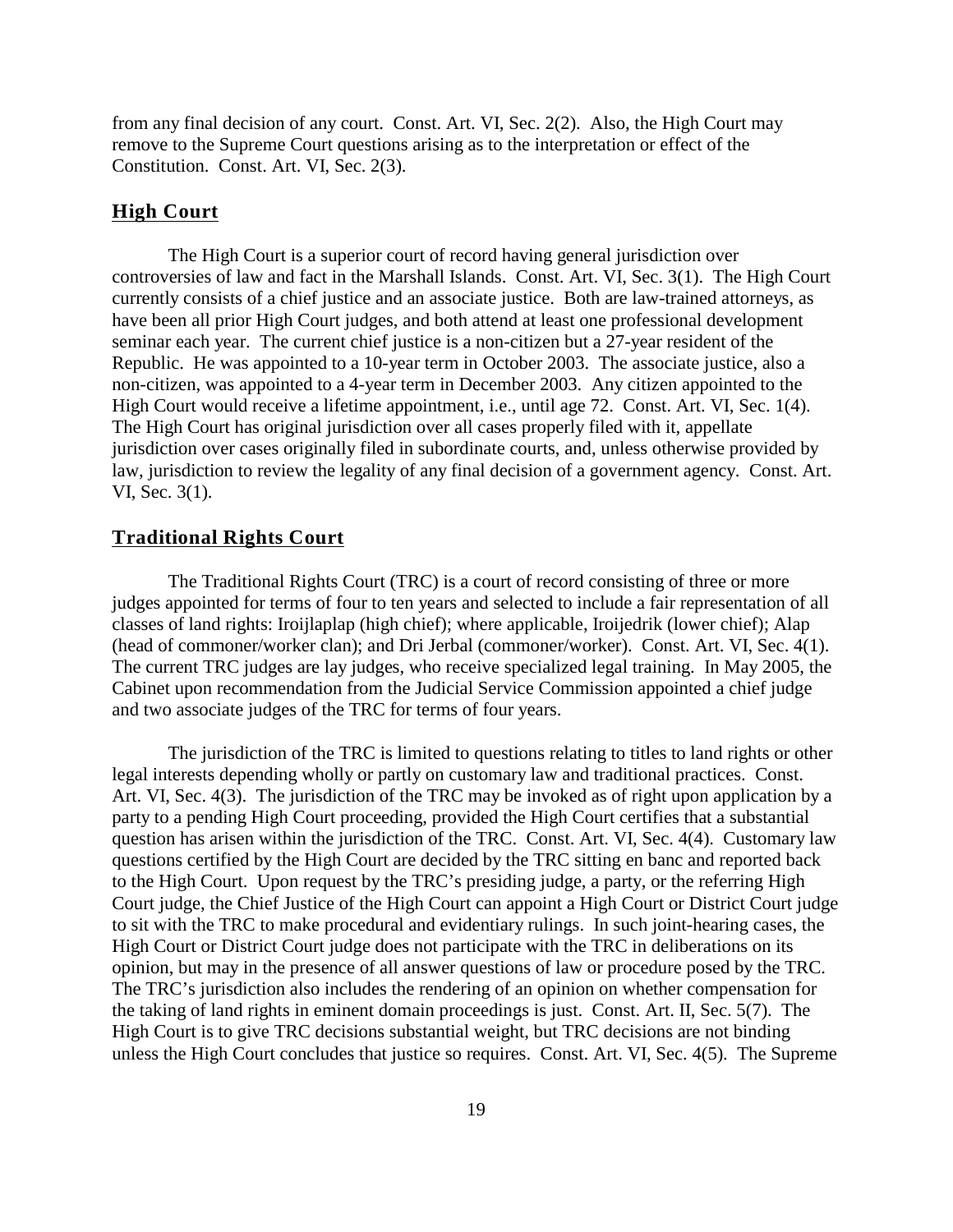from any final decision of any court. Const. Art. VI, Sec. 2(2). Also, the High Court may remove to the Supreme Court questions arising as to the interpretation or effect of the Constitution. Const. Art. VI, Sec. 2(3).

## High Court

The High Court is a superior court of record having general jurisdiction over controversies of law and fact in the Marshall Islands. Const. Art. VI, Sec. 3(1). The High Court currently consists of a chief justice and an associate justice. Both are law-trained attorneys, as have been all prior High Court judges, and both attend at least one professional development seminar each year. The current chief justice is a non-citizen but a 27-year resident of the Republic. He was appointed to a 10-year term in October 2003. The associate justice, also a non-citizen, was appointed to a 4-year term in December 2003. Any citizen appointed to the High Court would receive a lifetime appointment, i.e., until age 72. Const. Art. VI, Sec. 1(4). The High Court has original jurisdiction over all cases properly filed with it, appellate jurisdiction over cases originally filed in subordinate courts, and, unless otherwise provided by law, jurisdiction to review the legality of any final decision of a government agency. Const. Art. VI, Sec. 3(1).

## Traditional Rights Court

The Traditional Rights Court (TRC) is a court of record consisting of three or more judges appointed for terms of four to ten years and selected to include a fair representation of all classes of land rights: Iroijlaplap (high chief); where applicable, Iroijedrik (lower chief); Alap (head of commoner/worker clan); and Dri Jerbal (commoner/worker). Const. Art. VI, Sec. 4(1). The current TRC judges are lay judges, who receive specialized legal training. In May 2005, the Cabinet upon recommendation from the Judicial Service Commission appointed a chief judge and two associate judges of the TRC for terms of four years.

The jurisdiction of the TRC is limited to questions relating to titles to land rights or other legal interests depending wholly or partly on customary law and traditional practices. Const. Art. VI, Sec. 4(3). The jurisdiction of the TRC may be invoked as of right upon application by a party to a pending High Court proceeding, provided the High Court certifies that a substantial question has arisen within the jurisdiction of the TRC. Const. Art. VI, Sec. 4(4). Customary law questions certified by the High Court are decided by the TRC sitting en banc and reported back to the High Court. Upon request by the TRC's presiding judge, a party, or the referring High Court judge, the Chief Justice of the High Court can appoint a High Court or District Court judge to sit with the TRC to make procedural and evidentiary rulings. In such joint-hearing cases, the High Court or District Court judge does not participate with the TRC in deliberations on its opinion, but may in the presence of all answer questions of law or procedure posed by the TRC. The TRC's jurisdiction also includes the rendering of an opinion on whether compensation for the taking of land rights in eminent domain proceedings is just. Const. Art. II, Sec. 5(7). The High Court is to give TRC decisions substantial weight, but TRC decisions are not binding unless the High Court concludes that justice so requires. Const. Art. VI, Sec. 4(5). The Supreme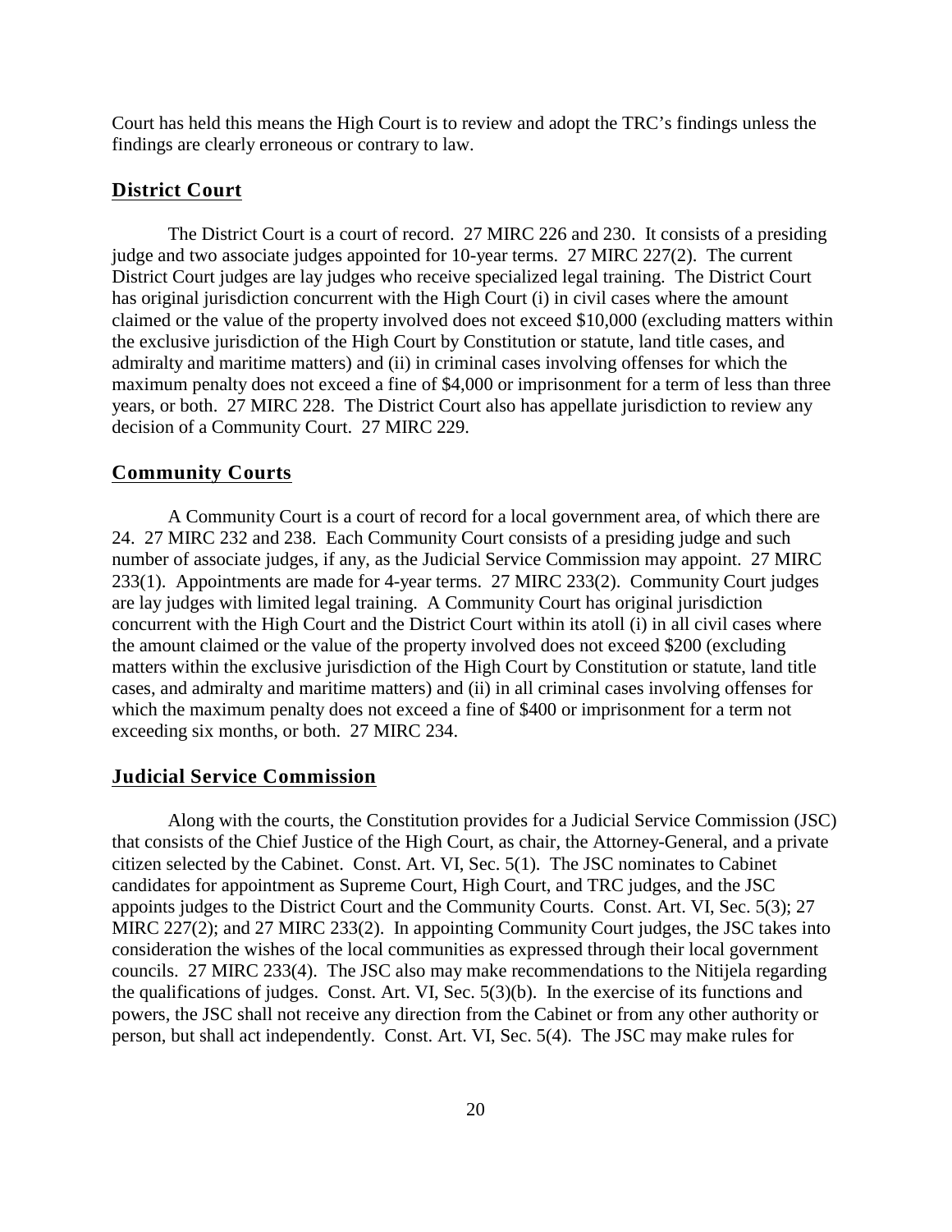Court has held this means the High Court is to review and adopt the TRC's findings unless the findings are clearly erroneous or contrary to law.

## District Court

The District Court is a court of record. 27 MIRC 226 and 230. It consists of a presiding judge and two associate judges appointed for 10-year terms. 27 MIRC 227(2). The current District Court judges are lay judges who receive specialized legal training. The District Court has original jurisdiction concurrent with the High Court (i) in civil cases where the amount claimed or the value of the property involved does not exceed $10,000 (excluding matters within the exclusive jurisdiction of the High Court by Constitution or statute, land title cases, and admiralty and maritime matters) and (ii) in criminal cases involving offenses for which the maximum penalty does not exceed a fine of $4,000 or imprisonment for a term of less than three years, or both. 27 MIRC 228. The District Court also has appellate jurisdiction to review any decision of a Community Court. 27 MIRC 229.

## Community Courts

A Community Court is a court of record for a local government area, of which there are 24. 27 MIRC 232 and 238. Each Community Court consists of a presiding judge and such number of associate judges, if any, as the Judicial Service Commission may appoint. 27 MIRC 233(1). Appointments are made for 4-year terms. 27 MIRC 233(2). Community Court judges are lay judges with limited legal training. A Community Court has original jurisdiction concurrent with the High Court and the District Court within its atoll (i) in all civil cases where the amount claimed or the value of the property involved does not exceed $200 (excluding matters within the exclusive jurisdiction of the High Court by Constitution or statute, land title cases, and admiralty and maritime matters) and (ii) in all criminal cases involving offenses for which the maximum penalty does not exceed a fine of $400 or imprisonment for a term not exceeding six months, or both. 27 MIRC 234.

## Judicial Service Commission

Along with the courts, the Constitution provides for a Judicial Service Commission (JSC) that consists of the Chief Justice of the High Court, as chair, the Attorney-General, and a private citizen selected by the Cabinet. Const. Art. VI, Sec. 5(1). The JSC nominates to Cabinet candidates for appointment as Supreme Court, High Court, and TRC judges, and the JSC appoints judges to the District Court and the Community Courts. Const. Art. VI, Sec. 5(3); 27 MIRC 227(2); and 27 MIRC 233(2). In appointing Community Court judges, the JSC takes into consideration the wishes of the local communities as expressed through their local government councils. 27 MIRC 233(4). The JSC also may make recommendations to the Nitijela regarding the qualifications of judges. Const. Art. VI, Sec. 5(3)(b). In the exercise of its functions and powers, the JSC shall not receive any direction from the Cabinet or from any other authority or person, but shall act independently. Const. Art. VI, Sec. 5(4). The JSC may make rules for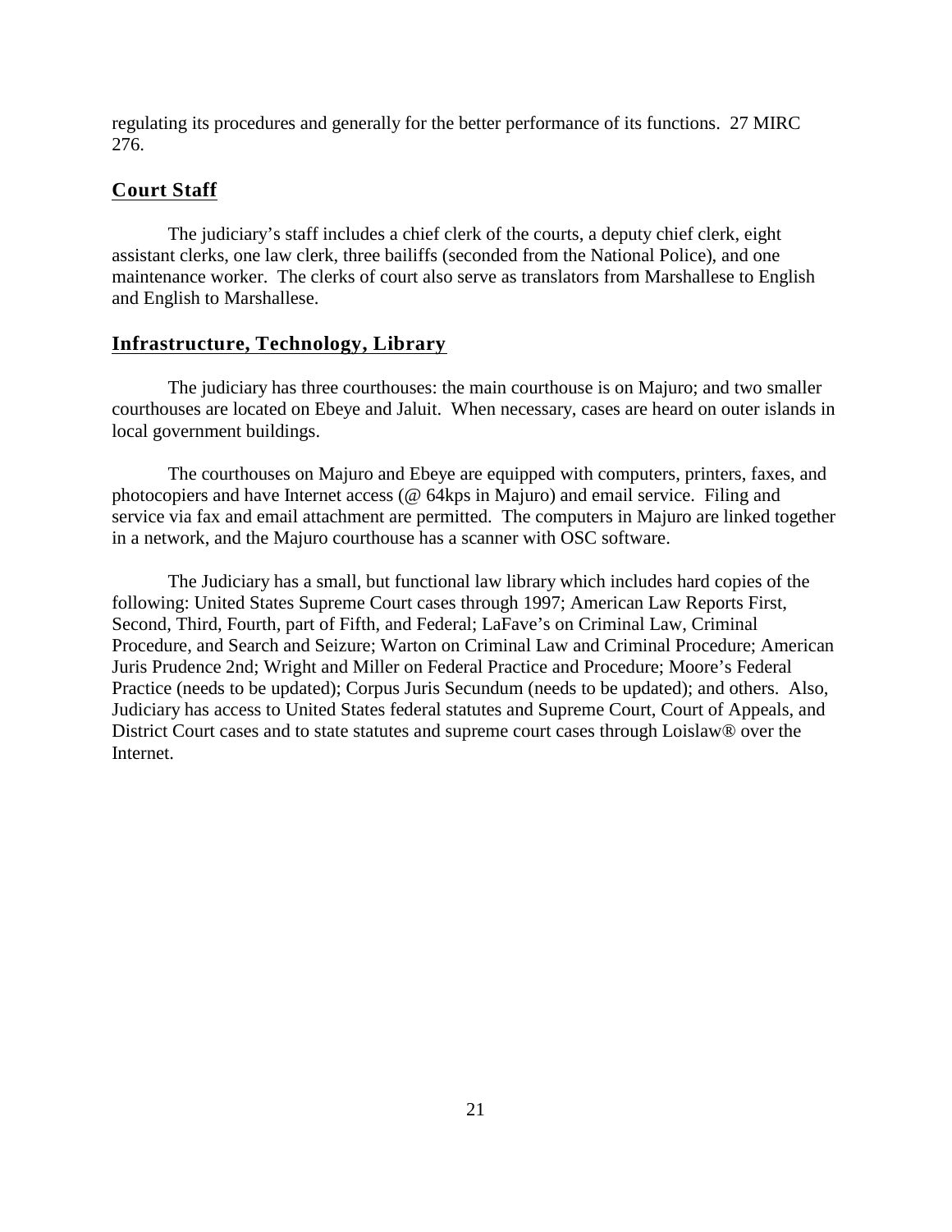regulating its procedures and generally for the better performance of its functions. 27 MIRC 276.

## Court Staff

The judiciary's staff includes a chief clerk of the courts, a deputy chief clerk, eight assistant clerks, one law clerk, three bailiffs (seconded from the National Police), and one maintenance worker. The clerks of court also serve as translators from Marshallese to English and English to Marshallese.

## Infrastructure, Technology, Library

The judiciary has three courthouses: the main courthouse is on Majuro; and two smaller courthouses are located on Ebeye and Jaluit. When necessary, cases are heard on outer islands in local government buildings.

The courthouses on Majuro and Ebeye are equipped with computers, printers, faxes, and photocopiers and have Internet access (@ 64kps in Majuro) and email service. Filing and service via fax and email attachment are permitted. The computers in Majuro are linked together in a network, and the Majuro courthouse has a scanner with OSC software.

The Judiciary has a small, but functional law library which includes hard copies of the following: United States Supreme Court cases through 1997; American Law Reports First, Second, Third, Fourth, part of Fifth, and Federal; LaFave's on Criminal Law, Criminal Procedure, and Search and Seizure; Warton on Criminal Law and Criminal Procedure; American Juris Prudence 2nd; Wright and Miller on Federal Practice and Procedure; Moore's Federal Practice (needs to be updated); Corpus Juris Secundum (needs to be updated); and others. Also, Judiciary has access to United States federal statutes and Supreme Court, Court of Appeals, and District Court cases and to state statutes and supreme court cases through Loislaw® over the Internet.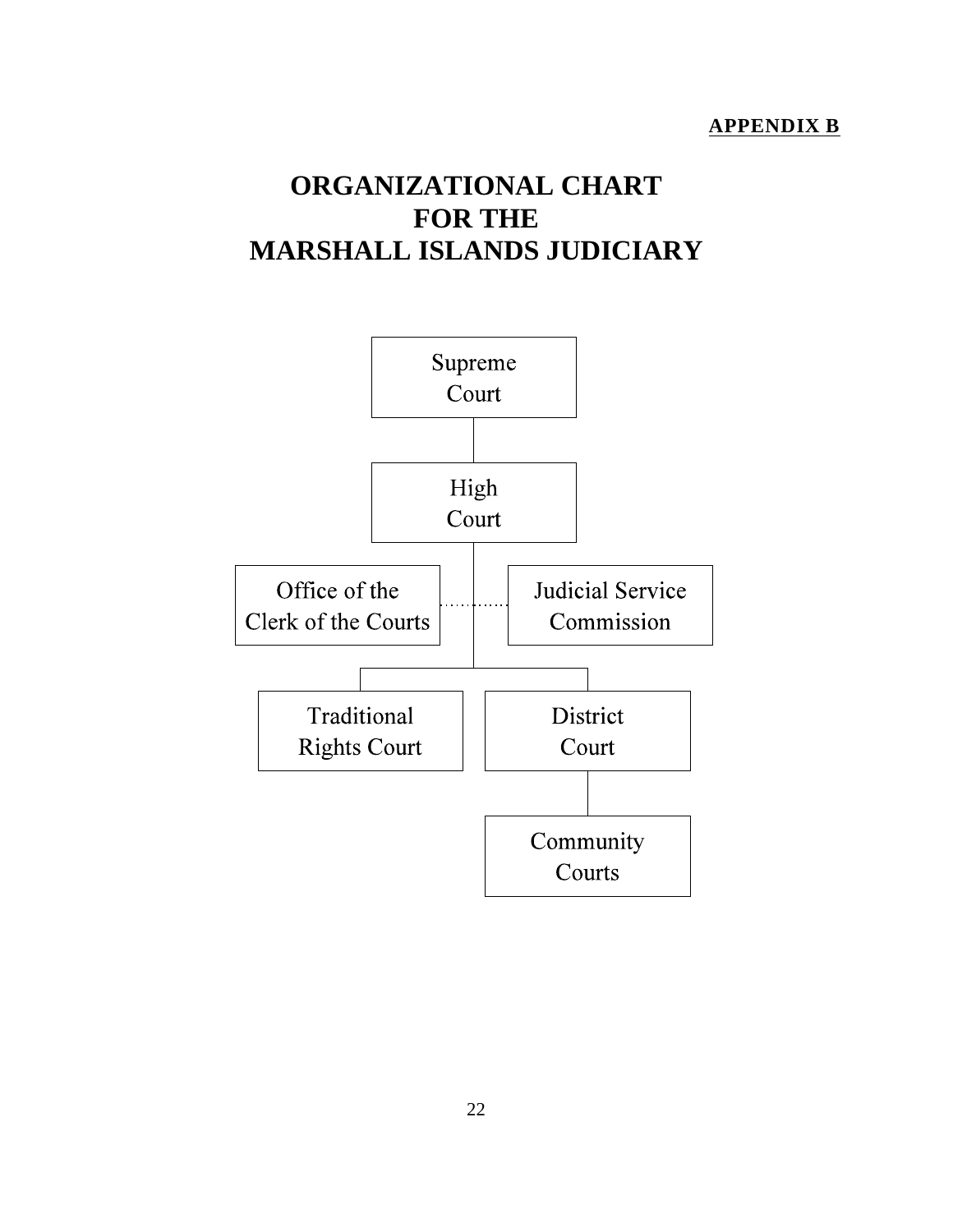**APPENDIX B**

# ORGANIZATIONAL CHART FOR THE MARSHALL ISLANDS JUDICIARY

Supreme Court

High Court

Office of the Clerk of the Courts

Judicial Service Commission

Traditional Rights Court

District Court

Community Courts